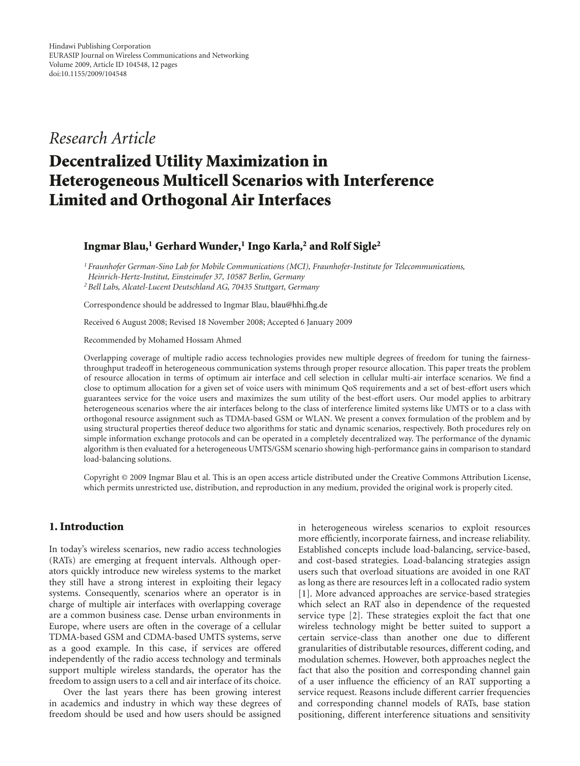Hindawi Publishing Corporation
EURASIP Journal on Wireless Communications and Networking
Volume 2009, Article ID 104548, 12 pages
doi:10.1155/2009/104548

*Research Article*

# Decentralized Utility Maximization in Heterogeneous Multicell Scenarios with Interference Limited and Orthogonal Air Interfaces

**Ingmar Blau,[1] Gerhard Wunder,[1] Ingo Karla,[2] and Rolf Sigle[2]**

[1] *Fraunhofer German-Sino Lab for Mobile Communications (MCI), Fraunhofer-Institute for Telecommunications, Heinrich-Hertz-Institut, Einsteinufer 37, 10587 Berlin, Germany*
[2] *Bell Labs, Alcatel-Lucent Deutschland AG, 70435 Stuttgart, Germany*

Correspondence should be addressed to Ingmar Blau, blau@hhi.fhg.de

Received 6 August 2008; Revised 18 November 2008; Accepted 6 January 2009

Recommended by Mohamed Hossam Ahmed

Overlapping coverage of multiple radio access technologies provides new multiple degrees of freedom for tuning the fairness-throughput tradeoff in heterogeneous communication systems through proper resource allocation. This paper treats the problem of resource allocation in terms of optimum air interface and cell selection in cellular multi-air interface scenarios. We find a close to optimum allocation for a given set of voice users with minimum QoS requirements and a set of best-effort users which guarantees service for the voice users and maximizes the sum utility of the best-effort users. Our model applies to arbitrary heterogeneous scenarios where the air interfaces belong to the class of interference limited systems like UMTS or to a class with orthogonal resource assignment such as TDMA-based GSM or WLAN. We present a convex formulation of the problem and by using structural properties thereof deduce two algorithms for static and dynamic scenarios, respectively. Both procedures rely on simple information exchange protocols and can be operated in a completely decentralized way. The performance of the dynamic algorithm is then evaluated for a heterogeneous UMTS/GSM scenario showing high-performance gains in comparison to standard load-balancing solutions.

Copyright © 2009 Ingmar Blau et al. This is an open access article distributed under the Creative Commons Attribution License, which permits unrestricted use, distribution, and reproduction in any medium, provided the original work is properly cited.

## 1. Introduction

In today's wireless scenarios, new radio access technologies (RATs) are emerging at frequent intervals. Although operators quickly introduce new wireless systems to the market they still have a strong interest in exploiting their legacy systems. Consequently, scenarios where an operator is in charge of multiple air interfaces with overlapping coverage are a common business case. Dense urban environments in Europe, where users are often in the coverage of a cellular TDMA-based GSM and CDMA-based UMTS systems, serve as a good example. In this case, if services are offered independently of the radio access technology and terminals support multiple wireless standards, the operator has the freedom to assign users to a cell and air interface of its choice.

Over the last years there has been growing interest in academics and industry in which way these degrees of freedom should be used and how users should be assigned in heterogeneous wireless scenarios to exploit resources more efficiently, incorporate fairness, and increase reliability. Established concepts include load-balancing, service-based, and cost-based strategies. Load-balancing strategies assign users such that overload situations are avoided in one RAT as long as there are resources left in a collocated radio system [1]. More advanced approaches are service-based strategies which select an RAT also in dependence of the requested service type [2]. These strategies exploit the fact that one wireless technology might be better suited to support a certain service-class than another one due to different granularities of distributable resources, different coding, and modulation schemes. However, both approaches neglect the fact that also the position and corresponding channel gain of a user influence the efficiency of an RAT supporting a service request. Reasons include different carrier frequencies and corresponding channel models of RATs, base station positioning, different interference situations and sensitivity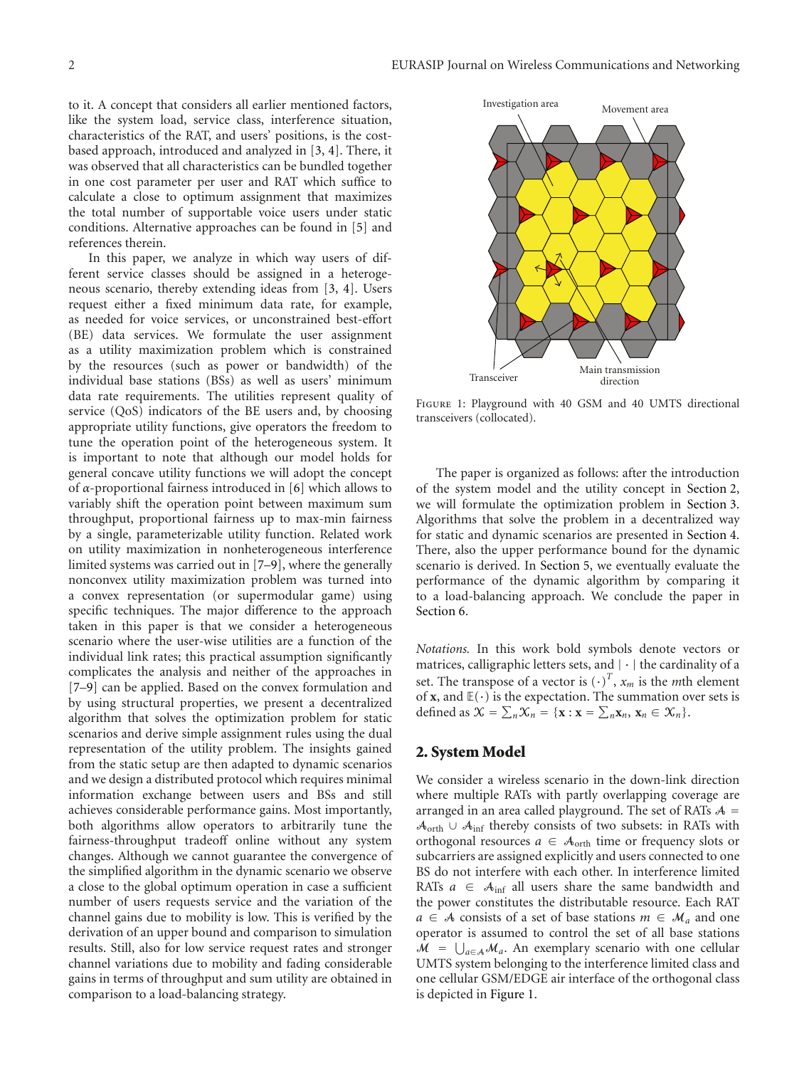to it. A concept that considers all earlier mentioned factors, like the system load, service class, interference situation, characteristics of the RAT, and users' positions, is the cost-based approach, introduced and analyzed in [3, 4]. There, it was observed that all characteristics can be bundled together in one cost parameter per user and RAT which suffice to calculate a close to optimum assignment that maximizes the total number of supportable voice users under static conditions. Alternative approaches can be found in [5] and references therein.

In this paper, we analyze in which way users of different service classes should be assigned in a heterogeneous scenario, thereby extending ideas from [3, 4]. Users request either a fixed minimum data rate, for example, as needed for voice services, or unconstrained best-effort (BE) data services. We formulate the user assignment as a utility maximization problem which is constrained by the resources (such as power or bandwidth) of the individual base stations (BSs) as well as users' minimum data rate requirements. The utilities represent quality of service (QoS) indicators of the BE users and, by choosing appropriate utility functions, give operators the freedom to tune the operation point of the heterogeneous system. It is important to note that although our model holds for general concave utility functions we will adopt the concept of $\alpha$-proportional fairness introduced in [6] which allows to variably shift the operation point between maximum sum throughput, proportional fairness up to max-min fairness by a single, parameterizable utility function. Related work on utility maximization in nonheterogeneous interference limited systems was carried out in [7–9], where the generally nonconvex utility maximization problem was turned into a convex representation (or supermodular game) using specific techniques. The major difference to the approach taken in this paper is that we consider a heterogeneous scenario where the user-wise utilities are a function of the individual link rates; this practical assumption significantly complicates the analysis and neither of the approaches in [7–9] can be applied. Based on the convex formulation and by using structural properties, we present a decentralized algorithm that solves the optimization problem for static scenarios and derive simple assignment rules using the dual representation of the utility problem. The insights gained from the static setup are then adapted to dynamic scenarios and we design a distributed protocol which requires minimal information exchange between users and BSs and still achieves considerable performance gains. Most importantly, both algorithms allow operators to arbitrarily tune the fairness-throughput tradeoff online without any system changes. Although we cannot guarantee the convergence of the simplified algorithm in the dynamic scenario we observe a close to the global optimum operation in case a sufficient number of users requests service and the variation of the channel gains due to mobility is low. This is verified by the derivation of an upper bound and comparison to simulation results. Still, also for low service request rates and stronger channel variations due to mobility and fading considerable gains in terms of throughput and sum utility are obtained in comparison to a load-balancing strategy.

Investigation area

Movement area

Transceiver

Main transmission direction

Figure 1: Playground with 40 GSM and 40 UMTS directional transceivers (collocated).

The paper is organized as follows: after the introduction of the system model and the utility concept in Section 2, we will formulate the optimization problem in Section 3. Algorithms that solve the problem in a decentralized way for static and dynamic scenarios are presented in Section 4. There, also the upper performance bound for the dynamic scenario is derived. In Section 5, we eventually evaluate the performance of the dynamic algorithm by comparing it to a load-balancing approach. We conclude the paper in Section 6.

*Notations.* In this work bold symbols denote vectors or matrices, calligraphic letters sets, and $|\cdot|$ the cardinality of a set. The transpose of a vector is $(\cdot)^T$, $x_m$ is the $m$th element of $\mathbf{x}$, and $\mathbb{E}(\cdot)$ is the expectation. The summation over sets is defined as $\mathcal{X} = \sum_n \mathcal{X}_n = \{\mathbf{x} : \mathbf{x} = \sum_n \mathbf{x}_n, \mathbf{x}_n \in \mathcal{X}_n\}$.

## 2. System Model

We consider a wireless scenario in the down-link direction where multiple RATs with partly overlapping coverage are arranged in an area called playground. The set of RATs $\mathcal{A} = \mathcal{A}_{\text{orth}} \cup \mathcal{A}_{\text{inf}}$ thereby consists of two subsets: in RATs with orthogonal resources $a \in \mathcal{A}_{\text{orth}}$ time or frequency slots or subcarriers are assigned explicitly and users connected to one BS do not interfere with each other. In interference limited RATs $a \in \mathcal{A}_{\text{inf}}$ all users share the same bandwidth and the power constitutes the distributable resource. Each RAT $a \in \mathcal{A}$ consists of a set of base stations $m \in \mathcal{M}_a$ and one operator is assumed to control the set of all base stations $\mathcal{M} = \bigcup_{a \in \mathcal{A}} \mathcal{M}_a$. An exemplary scenario with one cellular UMTS system belonging to the interference limited class and one cellular GSM/EDGE air interface of the orthogonal class is depicted in Figure 1.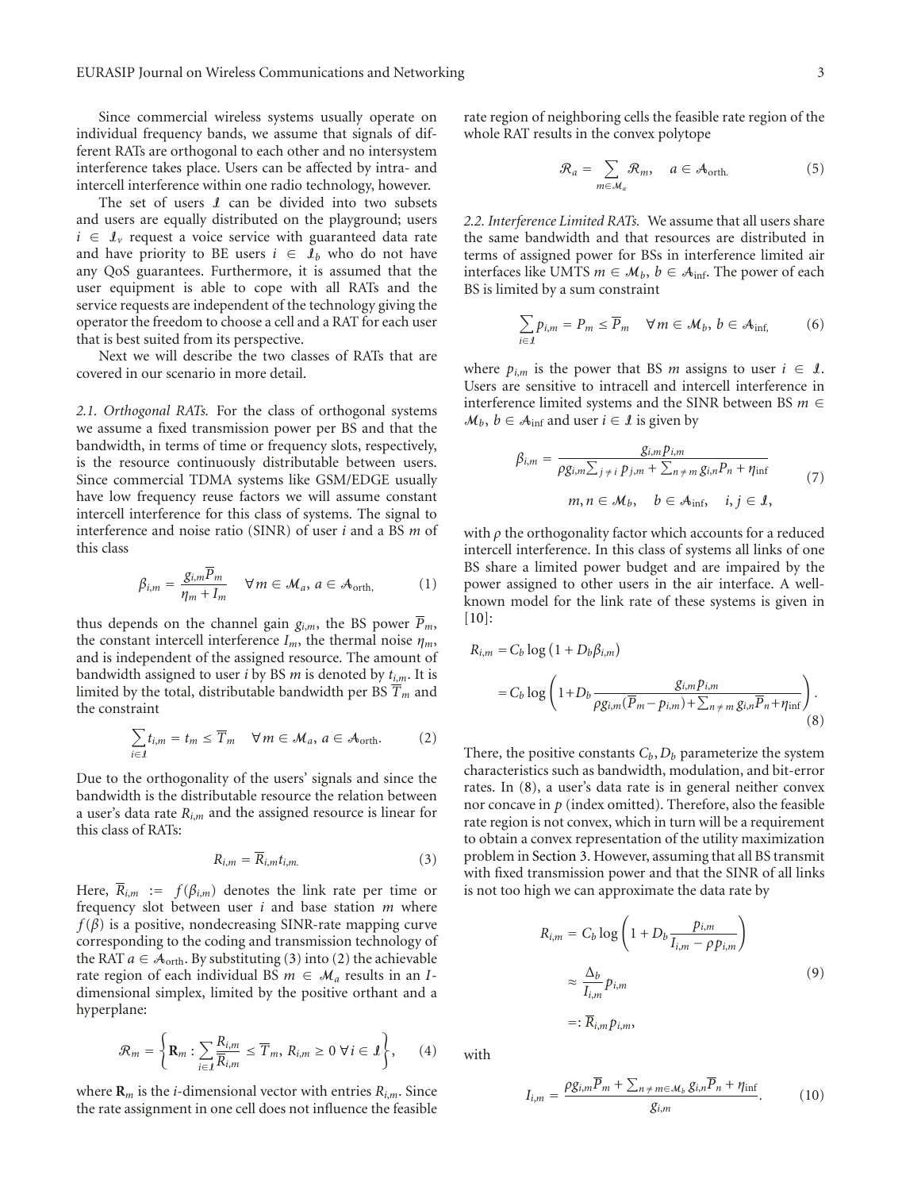Since commercial wireless systems usually operate on individual frequency bands, we assume that signals of different RATs are orthogonal to each other and no intersystem interference takes place. Users can be affected by intra- and intercell interference within one radio technology, however.

The set of users $\mathcal{I}$ can be divided into two subsets and users are equally distributed on the playground; users $i \in \mathcal{I}_v$ request a voice service with guaranteed data rate and have priority to BE users $i \in \mathcal{I}_b$ who do not have any QoS guarantees. Furthermore, it is assumed that the user equipment is able to cope with all RATs and the service requests are independent of the technology giving the operator the freedom to choose a cell and a RAT for each user that is best suited from its perspective.

Next we will describe the two classes of RATs that are covered in our scenario in more detail.

*2.1. Orthogonal RATs.* For the class of orthogonal systems we assume a fixed transmission power per BS and that the bandwidth, in terms of time or frequency slots, respectively, is the resource continuously distributable between users. Since commercial TDMA systems like GSM/EDGE usually have low frequency reuse factors we will assume constant intercell interference for this class of systems. The signal to interference and noise ratio (SINR) of user $i$ and a BS $m$ of this class

$$\beta_{i,m} = \frac{g_{i,m}\overline{P}_m}{\eta_m + I_m} \quad \forall m \in \mathcal{M}_a,\, a \in \mathcal{A}_{\text{orth}}, \tag{1}$$

thus depends on the channel gain $g_{i,m}$, the BS power $\overline{P}_m$, the constant intercell interference $I_m$, the thermal noise $\eta_m$, and is independent of the assigned resource. The amount of bandwidth assigned to user $i$ by BS $m$ is denoted by $t_{i,m}$. It is limited by the total, distributable bandwidth per BS $\overline{T}_m$ and the constraint

$$\sum_{i \in \mathcal{I}} t_{i,m} = t_m \leq \overline{T}_m \quad \forall m \in \mathcal{M}_a,\, a \in \mathcal{A}_{\text{orth}}. \tag{2}$$

Due to the orthogonality of the users' signals and since the bandwidth is the distributable resource the relation between a user's data rate $R_{i,m}$ and the assigned resource is linear for this class of RATs:

$$R_{i,m} = \overline{R}_{i,m} t_{i,m}. \tag{3}$$

Here, $\overline{R}_{i,m} := f(\beta_{i,m})$ denotes the link rate per time or frequency slot between user $i$ and base station $m$ where $f(\beta)$ is a positive, nondecreasing SINR-rate mapping curve corresponding to the coding and transmission technology of the RAT $a \in \mathcal{A}_{\text{orth}}$. By substituting (3) into (2) the achievable rate region of each individual BS $m \in \mathcal{M}_a$ results in an $I$-dimensional simplex, limited by the positive orthant and a hyperplane:

$$\mathcal{R}_m = \left\{ \mathbf{R}_m : \sum_{i \in \mathcal{I}} \frac{R_{i,m}}{\overline{R}_{i,m}} \leq \overline{T}_m,\, R_{i,m} \geq 0 \;\forall i \in \mathcal{I} \right\}, \tag{4}$$

where $\mathbf{R}_m$ is the $i$-dimensional vector with entries $R_{i,m}$. Since the rate assignment in one cell does not influence the feasible rate region of neighboring cells the feasible rate region of the whole RAT results in the convex polytope

$$\mathcal{R}_a = \sum_{m \in \mathcal{M}_a} \mathcal{R}_m, \quad a \in \mathcal{A}_{\text{orth.}} \tag{5}$$

*2.2. Interference Limited RATs.* We assume that all users share the same bandwidth and that resources are distributed in terms of assigned power for BSs in interference limited air interfaces like UMTS $m \in \mathcal{M}_b$, $b \in \mathcal{A}_{\text{inf}}$. The power of each BS is limited by a sum constraint

$$\sum_{i \in \mathcal{I}} p_{i,m} = P_m \leq \overline{P}_m \quad \forall m \in \mathcal{M}_b,\, b \in \mathcal{A}_{\text{inf}}, \tag{6}$$

where $p_{i,m}$ is the power that BS $m$ assigns to user $i \in \mathcal{I}$. Users are sensitive to intracell and intercell interference in interference limited systems and the SINR between BS $m \in \mathcal{M}_b$, $b \in \mathcal{A}_{\text{inf}}$ and user $i \in \mathcal{I}$ is given by

$$\beta_{i,m} = \frac{g_{i,m} p_{i,m}}{\rho g_{i,m} \sum_{j \neq i} p_{j,m} + \sum_{n \neq m} g_{i,n} P_n + \eta_{\text{inf}}} \qquad m, n \in \mathcal{M}_b, \quad b \in \mathcal{A}_{\text{inf}}, \quad i, j \in \mathcal{I}, \tag{7}$$

with $\rho$ the orthogonality factor which accounts for a reduced intercell interference. In this class of systems all links of one BS share a limited power budget and are impaired by the power assigned to other users in the air interface. A well-known model for the link rate of these systems is given in [10]:

$$\begin{aligned} R_{i,m} &= C_b \log\left(1 + D_b \beta_{i,m}\right) \\ &= C_b \log\left(1 + D_b \frac{g_{i,m} p_{i,m}}{\rho g_{i,m}(\overline{P}_m - p_{i,m}) + \sum_{n \neq m} g_{i,n} \overline{P}_n + \eta_{\text{inf}}}\right). \end{aligned} \tag{8}$$

There, the positive constants $C_b$, $D_b$ parameterize the system characteristics such as bandwidth, modulation, and bit-error rates. In (8), a user's data rate is in general neither convex nor concave in $p$ (index omitted). Therefore, also the feasible rate region is not convex, which in turn will be a requirement to obtain a convex representation of the utility maximization problem in Section 3. However, assuming that all BS transmit with fixed transmission power and that the SINR of all links is not too high we can approximate the data rate by

$$\begin{aligned} R_{i,m} &= C_b \log\left(1 + D_b \frac{p_{i,m}}{I_{i,m} - \rho p_{i,m}}\right) \\ &\approx \frac{\Delta_b}{I_{i,m}} p_{i,m} \\ &=: \overline{R}_{i,m} p_{i,m}, \end{aligned} \tag{9}$$

with

$$I_{i,m} = \frac{\rho g_{i,m} \overline{P}_m + \sum_{n \neq m \in \mathcal{M}_b} g_{i,n} \overline{P}_n + \eta_{\text{inf}}}{g_{i,m}}. \tag{10}$$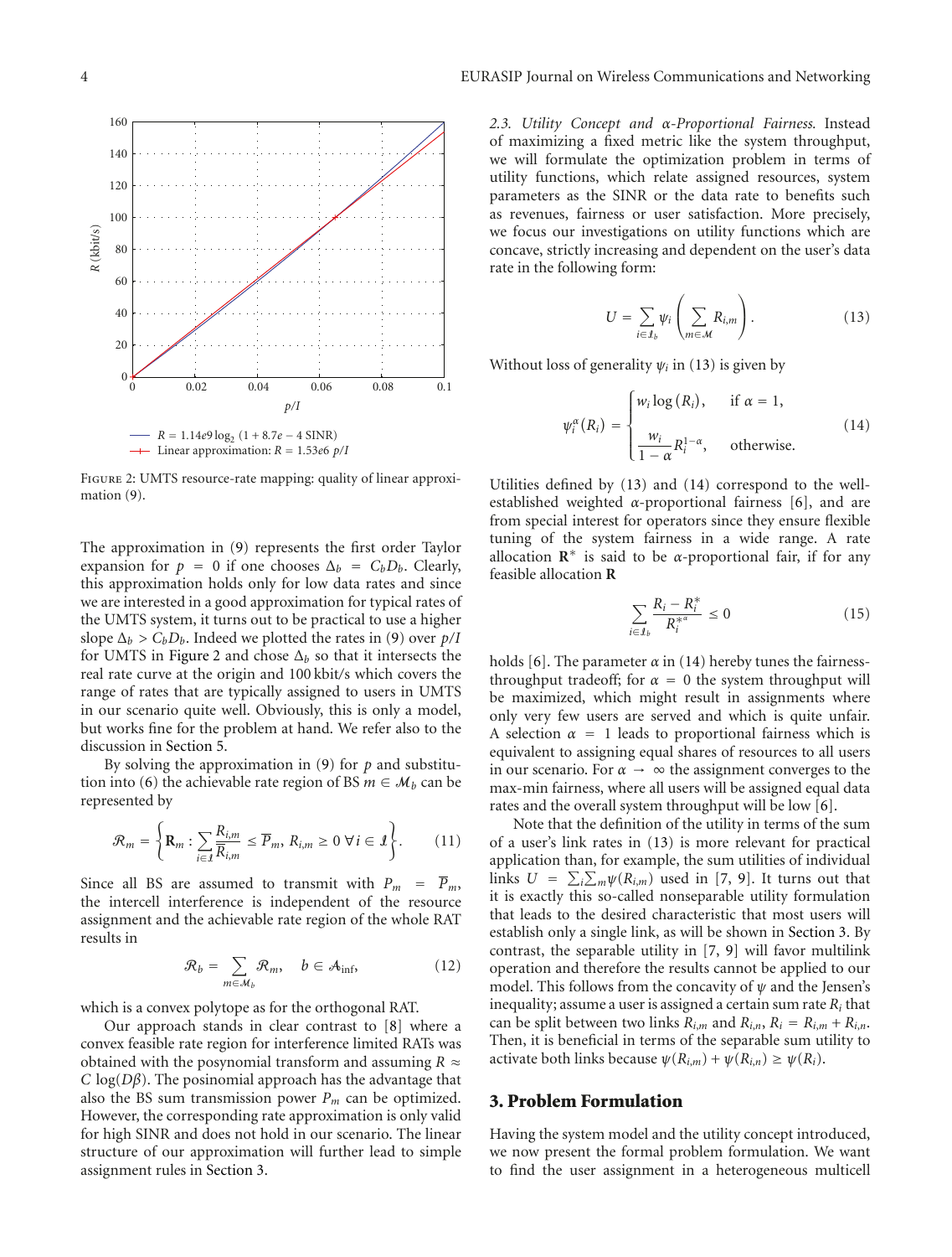FIGURE 2: UMTS resource-rate mapping: quality of linear approximation (9).

The approximation in (9) represents the first order Taylor expansion for $p = 0$ if one chooses $\Delta_b = C_b D_b$. Clearly, this approximation holds only for low data rates and since we are interested in a good approximation for typical rates of the UMTS system, it turns out to be practical to use a higher slope $\Delta_b > C_b D_b$. Indeed we plotted the rates in (9) over $p/I$ for UMTS in Figure 2 and chose $\Delta_b$ so that it intersects the real rate curve at the origin and 100 kbit/s which covers the range of rates that are typically assigned to users in UMTS in our scenario quite well. Obviously, this is only a model, but works fine for the problem at hand. We refer also to the discussion in Section 5.

By solving the approximation in (9) for $p$ and substitution into (6) the achievable rate region of BS $m \in \mathcal{M}_b$ can be represented by

$$\mathcal{R}_m = \left\{ \mathbf{R}_m : \sum_{i \in \mathcal{I}} \frac{R_{i,m}}{\overline{R}_{i,m}} \leq \overline{P}_m,\ R_{i,m} \geq 0\ \forall i \in \mathcal{I} \right\}. \quad (11)$$

Since all BS are assumed to transmit with $P_m = \overline{P}_m$, the intercell interference is independent of the resource assignment and the achievable rate region of the whole RAT results in

$$\mathcal{R}_b = \sum_{m \in \mathcal{M}_b} \mathcal{R}_m, \quad b \in \mathcal{A}_{\text{inf}}, \quad (12)$$

which is a convex polytope as for the orthogonal RAT.

Our approach stands in clear contrast to [8] where a convex feasible rate region for interference limited RATs was obtained with the posynomial transform and assuming $R \approx C \log(D\beta)$. The posinomial approach has the advantage that also the BS sum transmission power $P_m$ can be optimized. However, the corresponding rate approximation is only valid for high SINR and does not hold in our scenario. The linear structure of our approximation will further lead to simple assignment rules in Section 3.

*2.3. Utility Concept and α-Proportional Fairness.* Instead of maximizing a fixed metric like the system throughput, we will formulate the optimization problem in terms of utility functions, which relate assigned resources, system parameters as the SINR or the data rate to benefits such as revenues, fairness or user satisfaction. More precisely, we focus our investigations on utility functions which are concave, strictly increasing and dependent on the user's data rate in the following form:

$$U = \sum_{i \in \mathcal{I}_b} \psi_i \left( \sum_{m \in \mathcal{M}} R_{i,m} \right). \quad (13)$$

Without loss of generality $\psi_i$ in (13) is given by

$$\psi_i^{\alpha}(R_i) = \begin{cases} w_i \log(R_i), & \text{if } \alpha = 1, \\ \dfrac{w_i}{1-\alpha} R_i^{1-\alpha}, & \text{otherwise.} \end{cases} \quad (14)$$

Utilities defined by (13) and (14) correspond to the well-established weighted $\alpha$-proportional fairness [6], and are from special interest for operators since they ensure flexible tuning of the system fairness in a wide range. A rate allocation $\mathbf{R}^*$ is said to be $\alpha$-proportional fair, if for any feasible allocation $\mathbf{R}$

$$\sum_{i \in \mathcal{I}_b} \frac{R_i - R_i^*}{R_i^{*^{\alpha}}} \leq 0 \quad (15)$$

holds [6]. The parameter $\alpha$ in (14) hereby tunes the fairness-throughput tradeoff; for $\alpha = 0$ the system throughput will be maximized, which might result in assignments where only very few users are served and which is quite unfair. A selection $\alpha = 1$ leads to proportional fairness which is equivalent to assigning equal shares of resources to all users in our scenario. For $\alpha \to \infty$ the assignment converges to the max-min fairness, where all users will be assigned equal data rates and the overall system throughput will be low [6].

Note that the definition of the utility in terms of the sum of a user's link rates in (13) is more relevant for practical application than, for example, the sum utilities of individual links $U = \sum_i \sum_m \psi(R_{i,m})$ used in [7, 9]. It turns out that it is exactly this so-called nonseparable utility formulation that leads to the desired characteristic that most users will establish only a single link, as will be shown in Section 3. By contrast, the separable utility in [7, 9] will favor multilink operation and therefore the results cannot be applied to our model. This follows from the concavity of $\psi$ and the Jensen's inequality; assume a user is assigned a certain sum rate $R_i$ that can be split between two links $R_{i,m}$ and $R_{i,n}$, $R_i = R_{i,m} + R_{i,n}$. Then, it is beneficial in terms of the separable sum utility to activate both links because $\psi(R_{i,m}) + \psi(R_{i,n}) \geq \psi(R_i)$.

## 3. Problem Formulation

Having the system model and the utility concept introduced, we now present the formal problem formulation. We want to find the user assignment in a heterogeneous multicell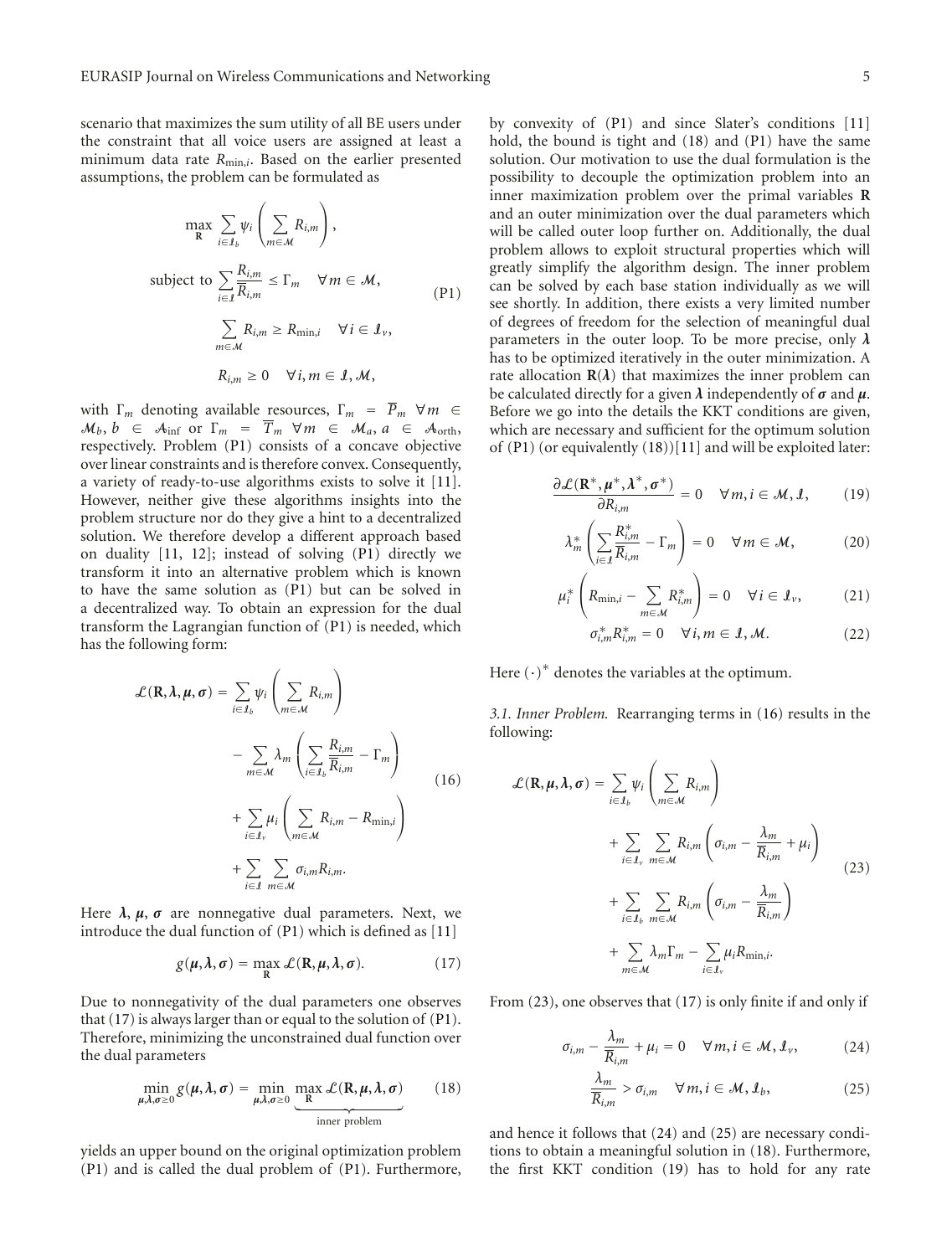scenario that maximizes the sum utility of all BE users under the constraint that all voice users are assigned at least a minimum data rate $R_{\min,i}$. Based on the earlier presented assumptions, the problem can be formulated as

$$
\begin{aligned}
\max_{\mathbf{R}} \; & \sum_{i\in\mathcal{I}_b} \psi_i\left(\sum_{m\in\mathcal{M}} R_{i,m}\right), \\
\text{subject to } & \sum_{i\in\mathcal{I}} \frac{R_{i,m}}{\overline{R}_{i,m}} \leq \Gamma_m \quad \forall m \in \mathcal{M}, \\
& \sum_{m\in\mathcal{M}} R_{i,m} \geq R_{\min,i} \quad \forall i \in \mathcal{I}_v, \\
& R_{i,m} \geq 0 \quad \forall i, m \in \mathcal{I}, \mathcal{M},
\end{aligned}
\tag{P1}
$$

with $\Gamma_m$ denoting available resources, $\Gamma_m = \overline{P}_m \; \forall m \in \mathcal{M}_b$, $b \in \mathcal{A}_{\text{inf}}$ or $\Gamma_m = \overline{T}_m \; \forall m \in \mathcal{M}_a$, $a \in \mathcal{A}_{\text{orth}}$, respectively. Problem (P1) consists of a concave objective over linear constraints and is therefore convex. Consequently, a variety of ready-to-use algorithms exists to solve it [11]. However, neither give these algorithms insights into the problem structure nor do they give a hint to a decentralized solution. We therefore develop a different approach based on duality [11, 12]; instead of solving (P1) directly we transform it into an alternative problem which is known to have the same solution as (P1) but can be solved in a decentralized way. To obtain an expression for the dual transform the Lagrangian function of (P1) is needed, which has the following form:

$$
\begin{aligned}
\mathcal{L}(\mathbf{R}, \boldsymbol{\lambda}, \boldsymbol{\mu}, \boldsymbol{\sigma}) = & \sum_{i\in\mathcal{I}_b} \psi_i\left(\sum_{m\in\mathcal{M}} R_{i,m}\right) \\
& - \sum_{m\in\mathcal{M}} \lambda_m \left(\sum_{i\in\mathcal{I}_b} \frac{R_{i,m}}{\overline{R}_{i,m}} - \Gamma_m\right) \\
& + \sum_{i\in\mathcal{I}_v} \mu_i \left(\sum_{m\in\mathcal{M}} R_{i,m} - R_{\min,i}\right) \\
& + \sum_{i\in\mathcal{I}} \sum_{m\in\mathcal{M}} \sigma_{i,m} R_{i,m}.
\end{aligned}
\tag{16}
$$

Here $\boldsymbol{\lambda}$, $\boldsymbol{\mu}$, $\boldsymbol{\sigma}$ are nonnegative dual parameters. Next, we introduce the dual function of (P1) which is defined as [11]

$$
g(\boldsymbol{\mu}, \boldsymbol{\lambda}, \boldsymbol{\sigma}) = \max_{\mathbf{R}} \mathcal{L}(\mathbf{R}, \boldsymbol{\mu}, \boldsymbol{\lambda}, \boldsymbol{\sigma}). \tag{17}
$$

Due to nonnegativity of the dual parameters one observes that (17) is always larger than or equal to the solution of (P1). Therefore, minimizing the unconstrained dual function over the dual parameters

$$
\min_{\boldsymbol{\mu},\boldsymbol{\lambda},\boldsymbol{\sigma}\geq 0} g(\boldsymbol{\mu}, \boldsymbol{\lambda}, \boldsymbol{\sigma}) = \min_{\boldsymbol{\mu},\boldsymbol{\lambda},\boldsymbol{\sigma}\geq 0} \underbrace{\max_{\mathbf{R}} \mathcal{L}(\mathbf{R}, \boldsymbol{\mu}, \boldsymbol{\lambda}, \boldsymbol{\sigma})}_{\text{inner problem}} \tag{18}
$$

yields an upper bound on the original optimization problem (P1) and is called the dual problem of (P1). Furthermore, by convexity of (P1) and since Slater's conditions [11] hold, the bound is tight and (18) and (P1) have the same solution. Our motivation to use the dual formulation is the possibility to decouple the optimization problem into an inner maximization problem over the primal variables $\mathbf{R}$ and an outer minimization over the dual parameters which will be called outer loop further on. Additionally, the dual problem allows to exploit structural properties which will greatly simplify the algorithm design. The inner problem can be solved by each base station individually as we will see shortly. In addition, there exists a very limited number of degrees of freedom for the selection of meaningful dual parameters in the outer loop. To be more precise, only $\boldsymbol{\lambda}$ has to be optimized iteratively in the outer minimization. A rate allocation $\mathbf{R}(\boldsymbol{\lambda})$ that maximizes the inner problem can be calculated directly for a given $\boldsymbol{\lambda}$ independently of $\boldsymbol{\sigma}$ and $\boldsymbol{\mu}$. Before we go into the details the KKT conditions are given, which are necessary and sufficient for the optimum solution of (P1) (or equivalently (18))[11] and will be exploited later:

$$
\frac{\partial \mathcal{L}(\mathbf{R}^*, \boldsymbol{\mu}^*, \boldsymbol{\lambda}^*, \boldsymbol{\sigma}^*)}{\partial R_{i,m}} = 0 \quad \forall m, i \in \mathcal{M}, \mathcal{I}, \tag{19}
$$

$$
\lambda_m^* \left(\sum_{i\in\mathcal{I}} \frac{R_{i,m}^*}{\overline{R}_{i,m}} - \Gamma_m\right) = 0 \quad \forall m \in \mathcal{M}, \tag{20}
$$

$$
\mu_i^* \left(R_{\min,i} - \sum_{m\in\mathcal{M}} R_{i,m}^*\right) = 0 \quad \forall i \in \mathcal{I}_v, \tag{21}
$$

$$
\sigma_{i,m}^* R_{i,m}^* = 0 \quad \forall i, m \in \mathcal{I}, \mathcal{M}. \tag{22}
$$

Here $(\cdot)^*$ denotes the variables at the optimum.

*3.1. Inner Problem.* Rearranging terms in (16) results in the following:

$$
\begin{aligned}
\mathcal{L}(\mathbf{R}, \boldsymbol{\mu}, \boldsymbol{\lambda}, \boldsymbol{\sigma}) = & \sum_{i\in\mathcal{I}_b} \psi_i\left(\sum_{m\in\mathcal{M}} R_{i,m}\right) \\
& + \sum_{i\in\mathcal{I}_v} \sum_{m\in\mathcal{M}} R_{i,m} \left(\sigma_{i,m} - \frac{\lambda_m}{\overline{R}_{i,m}} + \mu_i\right) \\
& + \sum_{i\in\mathcal{I}_b} \sum_{m\in\mathcal{M}} R_{i,m} \left(\sigma_{i,m} - \frac{\lambda_m}{\overline{R}_{i,m}}\right) \\
& + \sum_{m\in\mathcal{M}} \lambda_m \Gamma_m - \sum_{i\in\mathcal{I}_v} \mu_i R_{\min,i}.
\end{aligned}
\tag{23}
$$

From (23), one observes that (17) is only finite if and only if

$$
\sigma_{i,m} - \frac{\lambda_m}{\overline{R}_{i,m}} + \mu_i = 0 \quad \forall m, i \in \mathcal{M}, \mathcal{I}_v, \tag{24}
$$

$$
\frac{\lambda_m}{\overline{R}_{i,m}} > \sigma_{i,m} \quad \forall m, i \in \mathcal{M}, \mathcal{I}_b, \tag{25}
$$

and hence it follows that (24) and (25) are necessary conditions to obtain a meaningful solution in (18). Furthermore, the first KKT condition (19) has to hold for any rate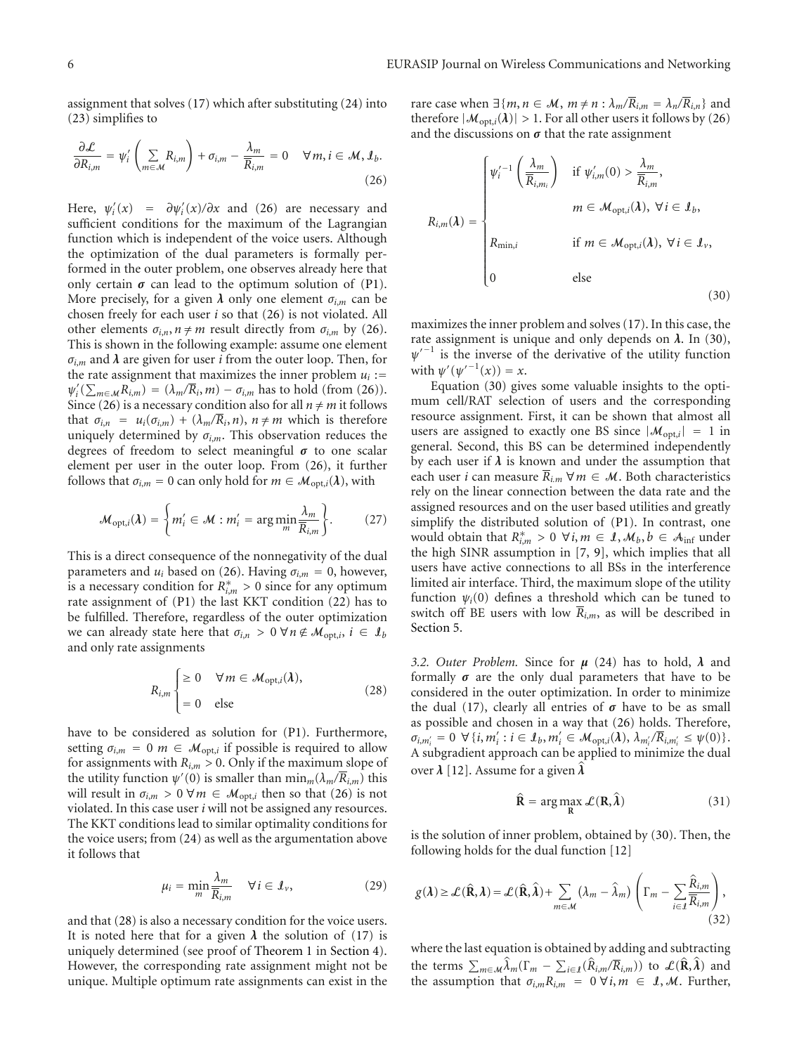assignment that solves (17) which after substituting (24) into (23) simplifies to

$$\frac{\partial \mathcal{L}}{\partial R_{i,m}} = \psi_i'\left(\sum_{m\in\mathcal{M}} R_{i,m}\right) + \sigma_{i,m} - \frac{\lambda_m}{\overline{R}_{i,m}} = 0 \quad \forall m, i \in \mathcal{M}, \mathcal{I}_b. \tag{26}$$

Here, $\psi_i'(x) = \partial\psi_i'(x)/\partial x$ and (26) are necessary and sufficient conditions for the maximum of the Lagrangian function which is independent of the voice users. Although the optimization of the dual parameters is formally performed in the outer problem, one observes already here that only certain $\boldsymbol{\sigma}$ can lead to the optimum solution of (P1). More precisely, for a given $\boldsymbol{\lambda}$ only one element $\sigma_{i,m}$ can be chosen freely for each user $i$ so that (26) is not violated. All other elements $\sigma_{i,n}, n \neq m$ result directly from $\sigma_{i,m}$ by (26). This is shown in the following example: assume one element $\sigma_{i,m}$ and $\boldsymbol{\lambda}$ are given for user $i$ from the outer loop. Then, for the rate assignment that maximizes the inner problem $u_i := \psi_i'(\sum_{m\in\mathcal{M}} R_{i,m}) = (\lambda_m/\overline{R}_i, m) - \sigma_{i,m}$ has to hold (from (26)). Since (26) is a necessary condition also for all $n \neq m$ it follows that $\sigma_{i,n} = u_i(\sigma_{i,m}) + (\lambda_m/\overline{R}_i, n)$, $n \neq m$ which is therefore uniquely determined by $\sigma_{i,m}$. This observation reduces the degrees of freedom to select meaningful $\boldsymbol{\sigma}$ to one scalar element per user in the outer loop. From (26), it further follows that $\sigma_{i,m} = 0$ can only hold for $m \in \mathcal{M}_{\text{opt},i}(\boldsymbol{\lambda})$, with

$$\mathcal{M}_{\text{opt},i}(\boldsymbol{\lambda}) = \left\{ m_i' \in \mathcal{M} : m_i' = \arg\min_m \frac{\lambda_m}{\overline{R}_{i,m}} \right\}. \tag{27}$$

This is a direct consequence of the nonnegativity of the dual parameters and $u_i$ based on (26). Having $\sigma_{i,m} = 0$, however, is a necessary condition for $R_{i,m}^* > 0$ since for any optimum rate assignment of (P1) the last KKT condition (22) has to be fulfilled. Therefore, regardless of the outer optimization we can already state here that $\sigma_{i,n} > 0 \; \forall n \notin \mathcal{M}_{\text{opt},i}$, $i \in \mathcal{I}_b$ and only rate assignments

$$R_{i,m} \begin{cases} \geq 0 & \forall m \in \mathcal{M}_{\text{opt},i}(\boldsymbol{\lambda}), \\ = 0 & \text{else} \end{cases} \tag{28}$$

have to be considered as solution for (P1). Furthermore, setting $\sigma_{i,m} = 0$ $m \in \mathcal{M}_{\text{opt},i}$ if possible is required to allow for assignments with $R_{i,m} > 0$. Only if the maximum slope of the utility function $\psi'(0)$ is smaller than $\min_m(\lambda_m/\overline{R}_{i,m})$ this will result in $\sigma_{i,m} > 0 \; \forall m \in \mathcal{M}_{\text{opt},i}$ then so that (26) is not violated. In this case user $i$ will not be assigned any resources. The KKT conditions lead to similar optimality conditions for the voice users; from (24) as well as the argumentation above it follows that

$$\mu_i = \min_m \frac{\lambda_m}{\overline{R}_{i,m}} \quad \forall i \in \mathcal{I}_v, \tag{29}$$

and that (28) is also a necessary condition for the voice users. It is noted here that for a given $\boldsymbol{\lambda}$ the solution of (17) is uniquely determined (see proof of Theorem 1 in Section 4). However, the corresponding rate assignment might not be unique. Multiple optimum rate assignments can exist in the rare case when $\exists\{m, n \in \mathcal{M}, m \neq n : \lambda_m/\overline{R}_{i,m} = \lambda_n/\overline{R}_{i,n}\}$ and therefore $|\mathcal{M}_{\text{opt},i}(\boldsymbol{\lambda})| > 1$. For all other users it follows by (26) and the discussions on $\boldsymbol{\sigma}$ that the rate assignment

$$R_{i,m}(\boldsymbol{\lambda}) = \begin{cases} \psi_i'^{-1}\left(\dfrac{\lambda_m}{\overline{R}_{i,m_i}}\right) & \text{if } \psi_{i,m}'(0) > \dfrac{\lambda_m}{\overline{R}_{i,m}}, \\ & m \in \mathcal{M}_{\text{opt},i}(\boldsymbol{\lambda}), \; \forall i \in \mathcal{I}_b, \\ R_{\min,i} & \text{if } m \in \mathcal{M}_{\text{opt},i}(\boldsymbol{\lambda}), \; \forall i \in \mathcal{I}_v, \\ 0 & \text{else} \end{cases} \tag{30}$$

maximizes the inner problem and solves (17). In this case, the rate assignment is unique and only depends on $\boldsymbol{\lambda}$. In (30), $\psi'^{-1}$ is the inverse of the derivative of the utility function with $\psi'(\psi'^{-1}(x)) = x$.

Equation (30) gives some valuable insights to the optimum cell/RAT selection of users and the corresponding resource assignment. First, it can be shown that almost all users are assigned to exactly one BS since $|\mathcal{M}_{\text{opt},i}| = 1$ in general. Second, this BS can be determined independently by each user if $\boldsymbol{\lambda}$ is known and under the assumption that each user $i$ can measure $\overline{R}_{i.m} \; \forall m \in \mathcal{M}$. Both characteristics rely on the linear connection between the data rate and the assigned resources and on the user based utilities and greatly simplify the distributed solution of (P1). In contrast, one would obtain that $R_{i,m}^* > 0 \; \forall i, m \in \mathcal{I}, \mathcal{M}_b, b \in \mathcal{A}_{\text{inf}}$ under the high SINR assumption in [7, 9], which implies that all users have active connections to all BSs in the interference limited air interface. Third, the maximum slope of the utility function $\psi_i(0)$ defines a threshold which can be tuned to switch off BE users with low $\overline{R}_{i,m}$, as will be described in Section 5.

*3.2. Outer Problem.* Since for $\boldsymbol{\mu}$ (24) has to hold, $\boldsymbol{\lambda}$ and formally $\boldsymbol{\sigma}$ are the only dual parameters that have to be considered in the outer optimization. In order to minimize the dual (17), clearly all entries of $\boldsymbol{\sigma}$ have to be as small as possible and chosen in a way that (26) holds. Therefore, $\sigma_{i,m_i'} = 0 \; \forall\{i, m_i' : i \in \mathcal{I}_b, m_i' \in \mathcal{M}_{\text{opt},i}(\boldsymbol{\lambda}), \lambda_{m_i'}/\overline{R}_{i,m_i'} \leq \psi(0)\}$. A subgradient approach can be applied to minimize the dual over $\boldsymbol{\lambda}$ [12]. Assume for a given $\hat{\boldsymbol{\lambda}}$

$$\hat{\mathbf{R}} = \arg\max_{\mathbf{R}} \mathcal{L}(\mathbf{R}, \hat{\boldsymbol{\lambda}}) \tag{31}$$

is the solution of inner problem, obtained by (30). Then, the following holds for the dual function [12]

$$g(\boldsymbol{\lambda}) \geq \mathcal{L}(\hat{\mathbf{R}}, \boldsymbol{\lambda}) = \mathcal{L}(\hat{\mathbf{R}}, \hat{\boldsymbol{\lambda}}) + \sum_{m\in\mathcal{M}} (\lambda_m - \hat{\lambda}_m)\left(\Gamma_m - \sum_{i\in\mathcal{I}} \frac{\hat{R}_{i,m}}{\overline{R}_{i,m}}\right), \tag{32}$$

where the last equation is obtained by adding and subtracting the terms $\sum_{m\in\mathcal{M}} \hat{\lambda}_m(\Gamma_m - \sum_{i\in\mathcal{I}}(\hat{R}_{i,m}/\overline{R}_{i,m}))$ to $\mathcal{L}(\hat{\mathbf{R}}, \hat{\boldsymbol{\lambda}})$ and the assumption that $\sigma_{i,m} R_{i,m} = 0 \; \forall i, m \in \mathcal{I}, \mathcal{M}$. Further,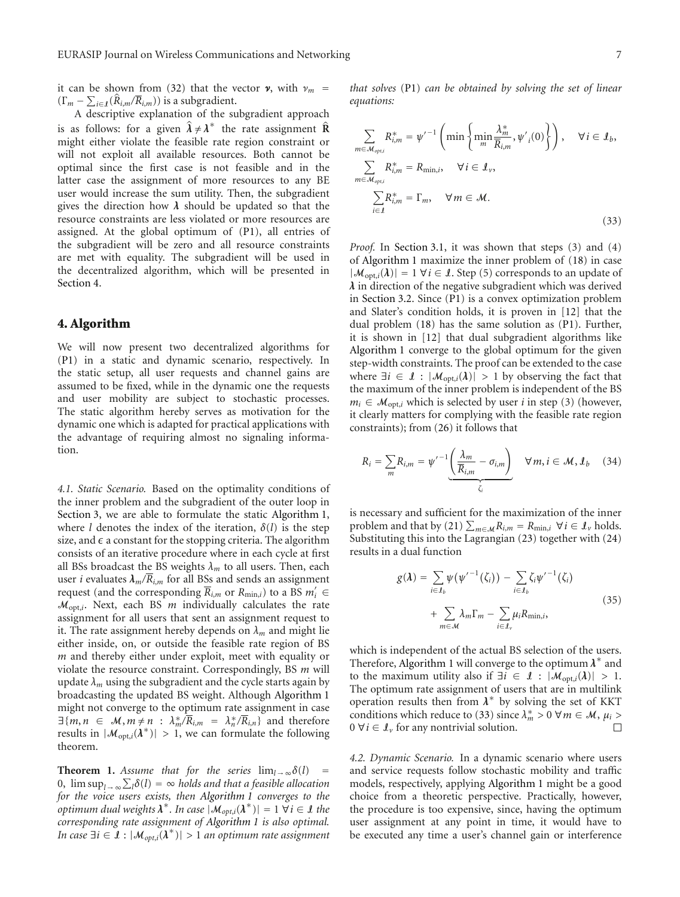it can be shown from (32) that the vector $\boldsymbol{\nu}$, with $\nu_m = (\Gamma_m - \sum_{i\in\mathcal{I}}(\hat{R}_{i,m}/\overline{R}_{i,m}))$ is a subgradient.

A descriptive explanation of the subgradient approach is as follows: for a given $\hat{\boldsymbol{\lambda}} \neq \boldsymbol{\lambda}^*$ the rate assignment $\hat{\mathbf{R}}$ might either violate the feasible rate region constraint or will not exploit all available resources. Both cannot be optimal since the first case is not feasible and in the latter case the assignment of more resources to any BE user would increase the sum utility. Then, the subgradient gives the direction how $\boldsymbol{\lambda}$ should be updated so that the resource constraints are less violated or more resources are assigned. At the global optimum of (P1), all entries of the subgradient will be zero and all resource constraints are met with equality. The subgradient will be used in the decentralized algorithm, which will be presented in Section 4.

## 4. Algorithm

We will now present two decentralized algorithms for (P1) in a static and dynamic scenario, respectively. In the static setup, all user requests and channel gains are assumed to be fixed, while in the dynamic one the requests and user mobility are subject to stochastic processes. The static algorithm hereby serves as motivation for the dynamic one which is adapted for practical applications with the advantage of requiring almost no signaling information.

*4.1. Static Scenario.* Based on the optimality conditions of the inner problem and the subgradient of the outer loop in Section 3, we are able to formulate the static Algorithm 1, where $l$ denotes the index of the iteration, $\delta(l)$ is the step size, and $\epsilon$ a constant for the stopping criteria. The algorithm consists of an iterative procedure where in each cycle at first all BSs broadcast the BS weights $\lambda_m$ to all users. Then, each user $i$ evaluates $\boldsymbol{\lambda}_m/\overline{R}_{i,m}$ for all BSs and sends an assignment request (and the corresponding $\overline{R}_{i,m}$ or $R_{\min,i}$) to a BS $m_i' \in \mathcal{M}_{\text{opt},i}$. Next, each BS $m$ individually calculates the rate assignment for all users that sent an assignment request to it. The rate assignment hereby depends on $\lambda_m$ and might lie either inside, on, or outside the feasible rate region of BS $m$ and thereby either under exploit, meet with equality or violate the resource constraint. Correspondingly, BS $m$ will update $\lambda_m$ using the subgradient and the cycle starts again by broadcasting the updated BS weight. Although Algorithm 1 might not converge to the optimum rate assignment in case $\exists\{m,n \in \mathcal{M}, m \neq n : \lambda_m^*/\overline{R}_{i,m} = \lambda_n^*/\overline{R}_{i,n}\}$ and therefore results in $|\mathcal{M}_{\text{opt},i}(\boldsymbol{\lambda}^*)| > 1$, we can formulate the following theorem.

**Theorem 1.** *Assume that for the series* $\lim_{l\to\infty}\delta(l) = 0$, $\limsup_{l\to\infty}\sum_l \delta(l) = \infty$ *holds and that a feasible allocation for the voice users exists, then Algorithm 1 converges to the optimum dual weights* $\boldsymbol{\lambda}^*$*. In case* $|\mathcal{M}_{opt,i}(\boldsymbol{\lambda}^*)| = 1\ \forall i \in \mathcal{I}$ *the corresponding rate assignment of Algorithm 1 is also optimal. In case* $\exists i \in \mathcal{I} : |\mathcal{M}_{opt,i}(\boldsymbol{\lambda}^*)| > 1$ *an optimum rate assignment that solves* (P1) *can be obtained by solving the set of linear equations:*

$$
\begin{aligned}
&\sum_{m\in\mathcal{M}_{opt,i}} R_{i,m}^* = \psi'^{-1}\left(\min\left\{\min_m \frac{\lambda_m^*}{\overline{R}_{i,m}}, \psi'_i(0)\right\}\right), \quad \forall i \in \mathcal{I}_b, \\
&\sum_{m\in\mathcal{M}_{opt,i}} R_{i,m}^* = R_{\min,i}, \quad \forall i \in \mathcal{I}_v, \\
&\sum_{i\in\mathcal{I}} R_{i,m}^* = \Gamma_m, \quad \forall m \in \mathcal{M}.
\end{aligned}
\tag{33}
$$

*Proof.* In Section 3.1, it was shown that steps (3) and (4) of Algorithm 1 maximize the inner problem of (18) in case $|\mathcal{M}_{\text{opt},i}(\boldsymbol{\lambda})| = 1\ \forall i \in \mathcal{I}$. Step (5) corresponds to an update of $\boldsymbol{\lambda}$ in direction of the negative subgradient which was derived in Section 3.2. Since (P1) is a convex optimization problem and Slater's condition holds, it is proven in [12] that the dual problem (18) has the same solution as (P1). Further, it is shown in [12] that dual subgradient algorithms like Algorithm 1 converge to the global optimum for the given step-width constraints. The proof can be extended to the case where $\exists i \in \mathcal{I} : |\mathcal{M}_{\text{opt},i}(\boldsymbol{\lambda})| > 1$ by observing the fact that the maximum of the inner problem is independent of the BS $m_i \in \mathcal{M}_{\text{opt},i}$ which is selected by user $i$ in step (3) (however, it clearly matters for complying with the feasible rate region constraints); from (26) it follows that

$$
R_i = \sum_m R_{i,m} = \psi'^{-1}\underbrace{\left(\frac{\lambda_m}{\overline{R}_{i,m}} - \sigma_{i,m}\right)}_{\zeta_i} \quad \forall m, i \in \mathcal{M}, \mathcal{I}_b \tag{34}
$$

is necessary and sufficient for the maximization of the inner problem and that by (21) $\sum_{m\in\mathcal{M}} R_{i,m} = R_{\min,i}\ \forall i \in \mathcal{I}_v$ holds. Substituting this into the Lagrangian (23) together with (24) results in a dual function

$$
\begin{aligned}
g(\boldsymbol{\lambda}) = &\sum_{i\in\mathcal{I}_b} \psi(\psi'^{-1}(\zeta_i)) - \sum_{i\in\mathcal{I}_b} \zeta_i \psi'^{-1}(\zeta_i) \\
&+ \sum_{m\in\mathcal{M}} \lambda_m \Gamma_m - \sum_{i\in\mathcal{I}_v} \mu_i R_{\min,i},
\end{aligned}
\tag{35}
$$

which is independent of the actual BS selection of the users. Therefore, Algorithm 1 will converge to the optimum $\boldsymbol{\lambda}^*$ and to the maximum utility also if $\exists i \in \mathcal{I} : |\mathcal{M}_{\text{opt},i}(\boldsymbol{\lambda})| > 1$. The optimum rate assignment of users that are in multilink operation results then from $\boldsymbol{\lambda}^*$ by solving the set of KKT conditions which reduce to (33) since $\lambda_m^* > 0\ \forall m \in \mathcal{M}$, $\mu_i > 0\ \forall i \in \mathcal{I}_v$ for any nontrivial solution. $\square$

*4.2. Dynamic Scenario.* In a dynamic scenario where users and service requests follow stochastic mobility and traffic models, respectively, applying Algorithm 1 might be a good choice from a theoretic perspective. Practically, however, the procedure is too expensive, since, having the optimum user assignment at any point in time, it would have to be executed any time a user's channel gain or interference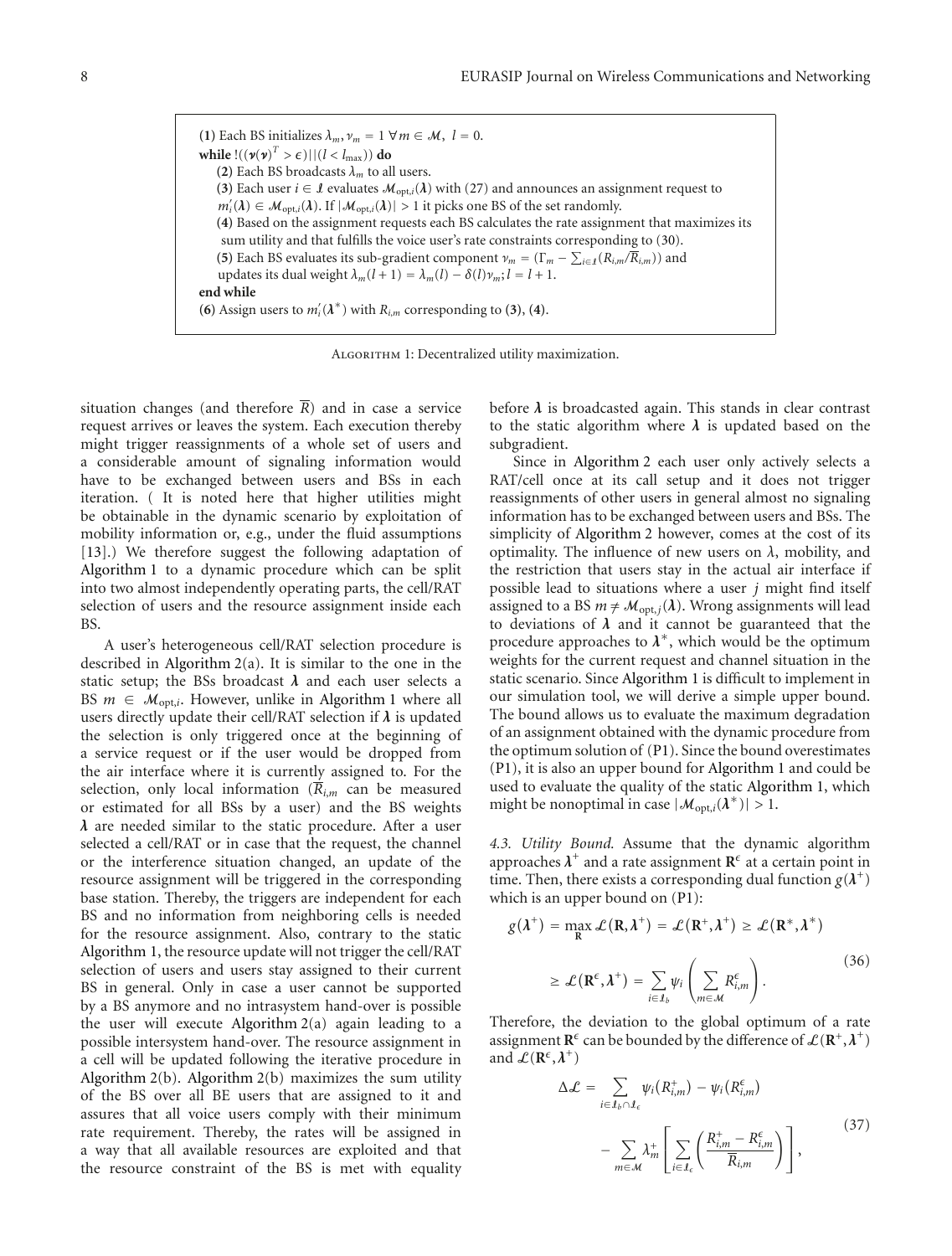(**1**) Each BS initializes $\lambda_m, \nu_m = 1 \ \forall m \in \mathcal{M}, \ l = 0$.
**while** $!((\boldsymbol{\nu}(\boldsymbol{\nu})^T > \epsilon)||(l < l_{\max}))$ **do**
(**2**) Each BS broadcasts $\lambda_m$ to all users.
(**3**) Each user $i \in \mathcal{I}$ evaluates $\mathcal{M}_{\text{opt},i}(\boldsymbol{\lambda})$ with (27) and announces an assignment request to $m_i'(\boldsymbol{\lambda}) \in \mathcal{M}_{\text{opt},i}(\boldsymbol{\lambda})$. If $|\mathcal{M}_{\text{opt},i}(\boldsymbol{\lambda})| > 1$ it picks one BS of the set randomly.
(**4**) Based on the assignment requests each BS calculates the rate assignment that maximizes its sum utility and that fulfills the voice user's rate constraints corresponding to (30).
(**5**) Each BS evaluates its sub-gradient component $\nu_m = (\Gamma_m - \sum_{i \in \mathcal{I}}(R_{i,m}/\overline{R}_{i,m}))$ and updates its dual weight $\lambda_m(l+1) = \lambda_m(l) - \delta(l)\nu_m; l = l+1$.
**end while**
(**6**) Assign users to $m_i'(\boldsymbol{\lambda}^*)$ with $R_{i,m}$ corresponding to (**3**), (**4**).

Algorithm 1: Decentralized utility maximization.

situation changes (and therefore $\overline{R}$) and in case a service request arrives or leaves the system. Each execution thereby might trigger reassignments of a whole set of users and a considerable amount of signaling information would have to be exchanged between users and BSs in each iteration. ( It is noted here that higher utilities might be obtainable in the dynamic scenario by exploitation of mobility information or, e.g., under the fluid assumptions [13].) We therefore suggest the following adaptation of Algorithm 1 to a dynamic procedure which can be split into two almost independently operating parts, the cell/RAT selection of users and the resource assignment inside each BS.

A user's heterogeneous cell/RAT selection procedure is described in Algorithm 2(a). It is similar to the one in the static setup; the BSs broadcast $\boldsymbol{\lambda}$ and each user selects a BS $m \in \mathcal{M}_{\text{opt},i}$. However, unlike in Algorithm 1 where all users directly update their cell/RAT selection if $\boldsymbol{\lambda}$ is updated the selection is only triggered once at the beginning of a service request or if the user would be dropped from the air interface where it is currently assigned to. For the selection, only local information ($\overline{R}_{i,m}$ can be measured or estimated for all BSs by a user) and the BS weights $\boldsymbol{\lambda}$ are needed similar to the static procedure. After a user selected a cell/RAT or in case that the request, the channel or the interference situation changed, an update of the resource assignment will be triggered in the corresponding base station. Thereby, the triggers are independent for each BS and no information from neighboring cells is needed for the resource assignment. Also, contrary to the static Algorithm 1, the resource update will not trigger the cell/RAT selection of users and users stay assigned to their current BS in general. Only in case a user cannot be supported by a BS anymore and no intrasystem hand-over is possible the user will execute Algorithm 2(a) again leading to a possible intersystem hand-over. The resource assignment in a cell will be updated following the iterative procedure in Algorithm 2(b). Algorithm 2(b) maximizes the sum utility of the BS over all BE users that are assigned to it and assures that all voice users comply with their minimum rate requirement. Thereby, the rates will be assigned in a way that all available resources are exploited and that the resource constraint of the BS is met with equality before $\boldsymbol{\lambda}$ is broadcasted again. This stands in clear contrast to the static algorithm where $\boldsymbol{\lambda}$ is updated based on the subgradient.

Since in Algorithm 2 each user only actively selects a RAT/cell once at its call setup and it does not trigger reassignments of other users in general almost no signaling information has to be exchanged between users and BSs. The simplicity of Algorithm 2 however, comes at the cost of its optimality. The influence of new users on $\lambda$, mobility, and the restriction that users stay in the actual air interface if possible lead to situations where a user $j$ might find itself assigned to a BS $m \neq \mathcal{M}_{\text{opt},j}(\boldsymbol{\lambda})$. Wrong assignments will lead to deviations of $\boldsymbol{\lambda}$ and it cannot be guaranteed that the procedure approaches to $\boldsymbol{\lambda}^*$, which would be the optimum weights for the current request and channel situation in the static scenario. Since Algorithm 1 is difficult to implement in our simulation tool, we will derive a simple upper bound. The bound allows us to evaluate the maximum degradation of an assignment obtained with the dynamic procedure from the optimum solution of (P1). Since the bound overestimates (P1), it is also an upper bound for Algorithm 1 and could be used to evaluate the quality of the static Algorithm 1, which might be nonoptimal in case $|\mathcal{M}_{\text{opt},i}(\boldsymbol{\lambda}^*)| > 1$.

*4.3. Utility Bound.* Assume that the dynamic algorithm approaches $\boldsymbol{\lambda}^+$ and a rate assignment $\mathbf{R}^\epsilon$ at a certain point in time. Then, there exists a corresponding dual function $g(\boldsymbol{\lambda}^+)$ which is an upper bound on (P1):

$$
\begin{aligned}
g(\boldsymbol{\lambda}^+) &= \max_{\mathbf{R}} \mathcal{L}(\mathbf{R}, \boldsymbol{\lambda}^+) = \mathcal{L}(\mathbf{R}^+, \boldsymbol{\lambda}^+) \geq \mathcal{L}(\mathbf{R}^*, \boldsymbol{\lambda}^*) \\
&\geq \mathcal{L}(\mathbf{R}^\epsilon, \boldsymbol{\lambda}^+) = \sum_{i \in \mathcal{I}_b} \psi_i \left( \sum_{m \in \mathcal{M}} R_{i,m}^\epsilon \right).
\end{aligned}
\tag{36}
$$

Therefore, the deviation to the global optimum of a rate assignment $\mathbf{R}^\epsilon$ can be bounded by the difference of $\mathcal{L}(\mathbf{R}^+, \boldsymbol{\lambda}^+)$ and $\mathcal{L}(\mathbf{R}^\epsilon, \boldsymbol{\lambda}^+)$

$$
\begin{aligned}
\Delta\mathcal{L} = &\sum_{i \in \mathcal{I}_b \cap \mathcal{I}_\epsilon} \psi_i(R_{i,m}^+) - \psi_i(R_{i,m}^\epsilon) \\
&- \sum_{m \in \mathcal{M}} \lambda_m^+ \left[ \sum_{i \in \mathcal{I}_\epsilon} \left( \frac{R_{i,m}^+ - R_{i,m}^\epsilon}{\overline{R}_{i,m}} \right) \right],
\end{aligned}
\tag{37}
$$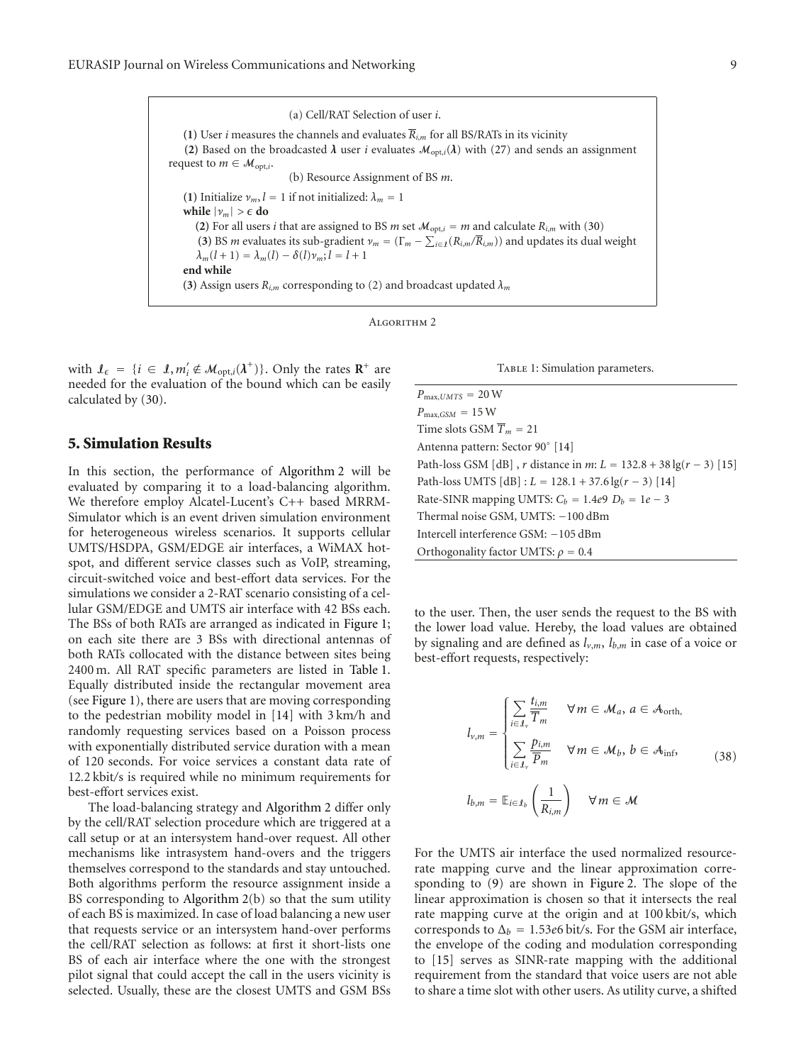(a) Cell/RAT Selection of user $i$.

(**1**) User $i$ measures the channels and evaluates $\overline{R}_{i,m}$ for all BS/RATs in its vicinity

(**2**) Based on the broadcasted $\boldsymbol{\lambda}$ user $i$ evaluates $\mathcal{M}_{\text{opt},i}(\boldsymbol{\lambda})$ with (27) and sends an assignment request to $m \in \mathcal{M}_{\text{opt},i}$.

(b) Resource Assignment of BS $m$.

(**1**) Initialize $\nu_m, l = 1$ if not initialized: $\lambda_m = 1$

**while** $|\nu_m| > \epsilon$ **do**

(**2**) For all users $i$ that are assigned to BS $m$ set $\mathcal{M}_{\text{opt},i} = m$ and calculate $R_{i,m}$ with (30)

(**3**) BS $m$ evaluates its sub-gradient $\nu_m = (\Gamma_m - \sum_{i \in \mathcal{I}}(R_{i,m}/\overline{R}_{i,m}))$ and updates its dual weight $\lambda_m(l+1) = \lambda_m(l) - \delta(l)\nu_m; l = l + 1$

**end while**

(**3**) Assign users $R_{i,m}$ corresponding to (2) and broadcast updated $\lambda_m$

Algorithm 2

with $\mathcal{I}_\epsilon = \{i \in \mathcal{I}, m_i' \notin \mathcal{M}_{\text{opt},i}(\boldsymbol{\lambda}^+)\}$. Only the rates $\mathbf{R}^+$ are needed for the evaluation of the bound which can be easily calculated by (30).

## 5. Simulation Results

In this section, the performance of Algorithm 2 will be evaluated by comparing it to a load-balancing algorithm. We therefore employ Alcatel-Lucent's C++ based MRRM-Simulator which is an event driven simulation environment for heterogeneous wireless scenarios. It supports cellular UMTS/HSDPA, GSM/EDGE air interfaces, a WiMAX hotspot, and different service classes such as VoIP, streaming, circuit-switched voice and best-effort data services. For the simulations we consider a 2-RAT scenario consisting of a cellular GSM/EDGE and UMTS air interface with 42 BSs each. The BSs of both RATs are arranged as indicated in Figure 1; on each site there are 3 BSs with directional antennas of both RATs collocated with the distance between sites being 2400 m. All RAT specific parameters are listed in Table 1. Equally distributed inside the rectangular movement area (see Figure 1), there are users that are moving corresponding to the pedestrian mobility model in [14] with 3 km/h and randomly requesting services based on a Poisson process with exponentially distributed service duration with a mean of 120 seconds. For voice services a constant data rate of 12.2 kbit/s is required while no minimum requirements for best-effort services exist.

The load-balancing strategy and Algorithm 2 differ only by the cell/RAT selection procedure which are triggered at a call setup or at an intersystem hand-over request. All other mechanisms like intrasystem hand-overs and the triggers themselves correspond to the standards and stay untouched. Both algorithms perform the resource assignment inside a BS corresponding to Algorithm 2(b) so that the sum utility of each BS is maximized. In case of load balancing a new user that requests service or an intersystem hand-over performs the cell/RAT selection as follows: at first it short-lists one BS of each air interface where the one with the strongest pilot signal that could accept the call in the users vicinity is selected. Usually, these are the closest UMTS and GSM BSs to the user. Then, the user sends the request to the BS with the lower load value. Hereby, the load values are obtained by signaling and are defined as $l_{v,m}$, $l_{b,m}$ in case of a voice or best-effort requests, respectively:

$$
l_{v,m} = \begin{cases} \displaystyle\sum_{i \in \mathcal{I}_v} \frac{t_{i,m}}{\overline{T}_m} & \forall m \in \mathcal{M}_a,\ a \in \mathcal{A}_{\text{orth}}, \\ \displaystyle\sum_{i \in \mathcal{I}_v} \frac{p_{i,m}}{\overline{P}_m} & \forall m \in \mathcal{M}_b,\ b \in \mathcal{A}_{\text{inf}}, \end{cases} \tag{38}
$$

$$
l_{b,m} = \mathbb{E}_{i \in \mathcal{I}_b}\left(\frac{1}{R_{i,m}}\right) \quad \forall m \in \mathcal{M}
$$

For the UMTS air interface the used normalized resource-rate mapping curve and the linear approximation corresponding to (9) are shown in Figure 2. The slope of the linear approximation is chosen so that it intersects the real rate mapping curve at the origin and at 100 kbit/s, which corresponds to $\Delta_b = 1.53e6$ bit/s. For the GSM air interface, the envelope of the coding and modulation corresponding to [15] serves as SINR-rate mapping with the additional requirement from the standard that voice users are not able to share a time slot with other users. As utility curve, a shifted

Table 1: Simulation parameters.

| Parameter |
|---|
| $P_{\max,UMTS} = 20$ W |
| $P_{\max,GSM} = 15$ W |
| Time slots GSM $\overline{T}_m = 21$ |
| Antenna pattern: Sector 90° [14] |
| Path-loss GSM [dB], $r$ distance in $m$: $L = 132.8 + 38\lg(r - 3)$ [15] |
| Path-loss UMTS [dB] : $L = 128.1 + 37.6\lg(r - 3)$ [14] |
| Rate-SINR mapping UMTS: $C_b = 1.4e9$ $D_b = 1e-3$ |
| Thermal noise GSM, UMTS: −100 dBm |
| Intercell interference GSM: −105 dBm |
| Orthogonality factor UMTS: $\rho = 0.4$ |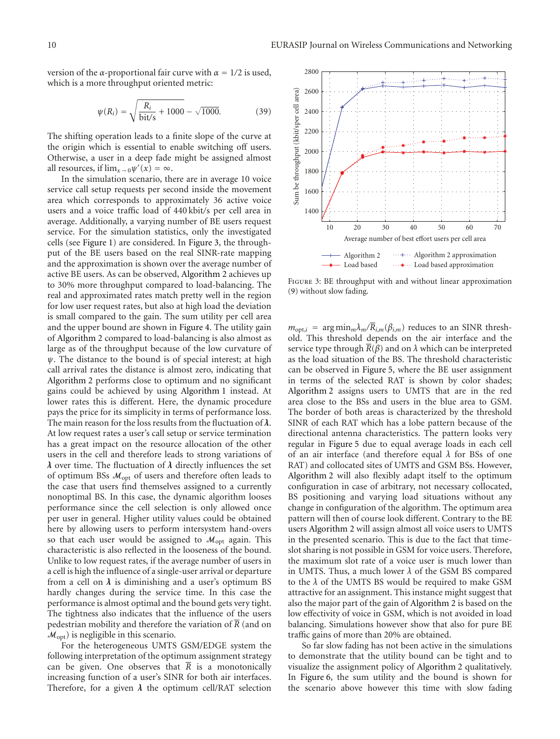version of the $\alpha$-proportional fair curve with $\alpha = 1/2$ is used, which is a more throughput oriented metric:

$$\psi(R_i) = \sqrt{\frac{R_i}{\text{bit/s}} + 1000} - \sqrt{1000}. \tag{39}$$

The shifting operation leads to a finite slope of the curve at the origin which is essential to enable switching off users. Otherwise, a user in a deep fade might be assigned almost all resources, if $\lim_{x\to 0}\psi'(x) = \infty$.

In the simulation scenario, there are in average 10 voice service call setup requests per second inside the movement area which corresponds to approximately 36 active voice users and a voice traffic load of 440 kbit/s per cell area in average. Additionally, a varying number of BE users request service. For the simulation statistics, only the investigated cells (see Figure 1) are considered. In Figure 3, the throughput of the BE users based on the real SINR-rate mapping and the approximation is shown over the average number of active BE users. As can be observed, Algorithm 2 achieves up to 30% more throughput compared to load-balancing. The real and approximated rates match pretty well in the region for low user request rates, but also at high load the deviation is small compared to the gain. The sum utility per cell area and the upper bound are shown in Figure 4. The utility gain of Algorithm 2 compared to load-balancing is also almost as large as of the throughput because of the low curvature of $\psi$. The distance to the bound is of special interest; at high call arrival rates the distance is almost zero, indicating that Algorithm 2 performs close to optimum and no significant gains could be achieved by using Algorithm 1 instead. At lower rates this is different. Here, the dynamic procedure pays the price for its simplicity in terms of performance loss. The main reason for the loss results from the fluctuation of $\boldsymbol{\lambda}$. At low request rates a user's call setup or service termination has a great impact on the resource allocation of the other users in the cell and therefore leads to strong variations of $\boldsymbol{\lambda}$ over time. The fluctuation of $\boldsymbol{\lambda}$ directly influences the set of optimum BSs $\mathcal{M}_{\text{opt}}$ of users and therefore often leads to the case that users find themselves assigned to a currently nonoptimal BS. In this case, the dynamic algorithm looses performance since the cell selection is only allowed once per user in general. Higher utility values could be obtained here by allowing users to perform intersystem hand-overs so that each user would be assigned to $\mathcal{M}_{\text{opt}}$ again. This characteristic is also reflected in the looseness of the bound. Unlike to low request rates, if the average number of users in a cell is high the influence of a single-user arrival or departure from a cell on $\boldsymbol{\lambda}$ is diminishing and a user's optimum BS hardly changes during the service time. In this case the performance is almost optimal and the bound gets very tight. The tightness also indicates that the influence of the users pedestrian mobility and therefore the variation of $\overline{R}$ (and on $\mathcal{M}_{\text{opt}}$) is negligible in this scenario.

For the heterogeneous UMTS GSM/EDGE system the following interpretation of the optimum assignment strategy can be given. One observes that $\overline{R}$ is a monotonically increasing function of a user's SINR for both air interfaces. Therefore, for a given $\boldsymbol{\lambda}$ the optimum cell/RAT selection

Figure 3: BE throughput with and without linear approximation (9) without slow fading.

$m_{\text{opt},i} = \arg\min_m \lambda_m/\overline{R}_{i,m}(\beta_{i,m})$ reduces to an SINR threshold. This threshold depends on the air interface and the service type through $\overline{R}(\beta)$ and on $\lambda$ which can be interpreted as the load situation of the BS. The threshold characteristic can be observed in Figure 5, where the BE user assignment in terms of the selected RAT is shown by color shades; Algorithm 2 assigns users to UMTS that are in the red area close to the BSs and users in the blue area to GSM. The border of both areas is characterized by the threshold SINR of each RAT which has a lobe pattern because of the directional antenna characteristics. The pattern looks very regular in Figure 5 due to equal average loads in each cell of an air interface (and therefore equal $\lambda$ for BSs of one RAT) and collocated sites of UMTS and GSM BSs. However, Algorithm 2 will also flexibly adapt itself to the optimum configuration in case of arbitrary, not necessary collocated, BS positioning and varying load situations without any change in configuration of the algorithm. The optimum area pattern will then of course look different. Contrary to the BE users Algorithm 2 will assign almost all voice users to UMTS in the presented scenario. This is due to the fact that time-slot sharing is not possible in GSM for voice users. Therefore, the maximum slot rate of a voice user is much lower than in UMTS. Thus, a much lower $\lambda$ of the GSM BS compared to the $\lambda$ of the UMTS BS would be required to make GSM attractive for an assignment. This instance might suggest that also the major part of the gain of Algorithm 2 is based on the low effectivity of voice in GSM, which is not avoided in load balancing. Simulations however show that also for pure BE traffic gains of more than 20% are obtained.

So far slow fading has not been active in the simulations to demonstrate that the utility bound can be tight and to visualize the assignment policy of Algorithm 2 qualitatively. In Figure 6, the sum utility and the bound is shown for the scenario above however this time with slow fading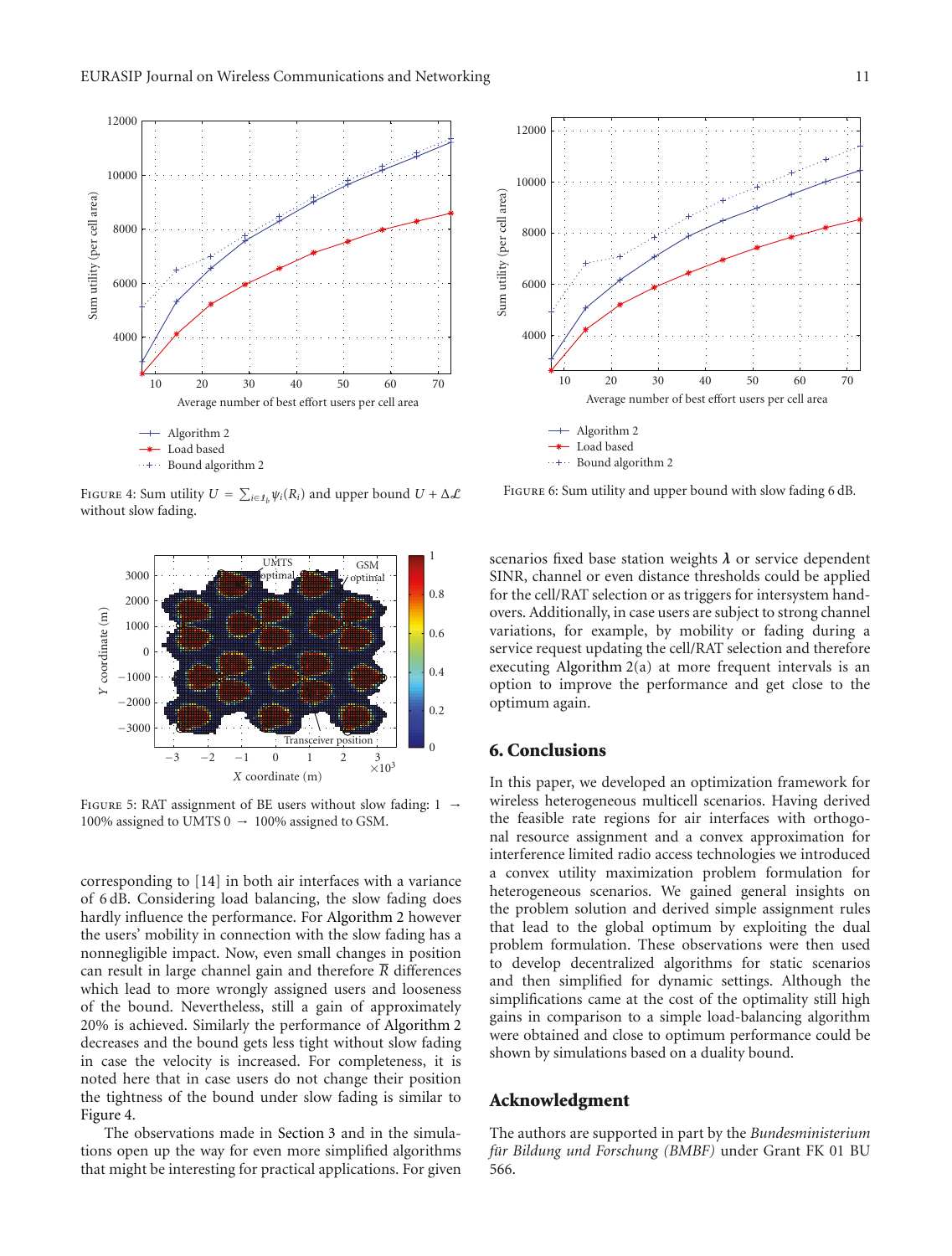FIGURE 4: Sum utility $U = \sum_{i \in \mathcal{I}_b} \psi_i(R_i)$ and upper bound $U + \Delta\mathcal{L}$ without slow fading.

FIGURE 6: Sum utility and upper bound with slow fading 6 dB.

FIGURE 5: RAT assignment of BE users without slow fading: 1 → 100% assigned to UMTS 0 → 100% assigned to GSM.

corresponding to [14] in both air interfaces with a variance of 6 dB. Considering load balancing, the slow fading does hardly influence the performance. For Algorithm 2 however the users' mobility in connection with the slow fading has a nonnegligible impact. Now, even small changes in position can result in large channel gain and therefore $\overline{R}$ differences which lead to more wrongly assigned users and looseness of the bound. Nevertheless, still a gain of approximately 20% is achieved. Similarly the performance of Algorithm 2 decreases and the bound gets less tight without slow fading in case the velocity is increased. For completeness, it is noted here that in case users do not change their position the tightness of the bound under slow fading is similar to Figure 4.

The observations made in Section 3 and in the simulations open up the way for even more simplified algorithms that might be interesting for practical applications. For given scenarios fixed base station weights $\boldsymbol{\lambda}$ or service dependent SINR, channel or even distance thresholds could be applied for the cell/RAT selection or as triggers for intersystem handovers. Additionally, in case users are subject to strong channel variations, for example, by mobility or fading during a service request updating the cell/RAT selection and therefore executing Algorithm 2(a) at more frequent intervals is an option to improve the performance and get close to the optimum again.

## 6. Conclusions

In this paper, we developed an optimization framework for wireless heterogeneous multicell scenarios. Having derived the feasible rate regions for air interfaces with orthogonal resource assignment and a convex approximation for interference limited radio access technologies we introduced a convex utility maximization problem formulation for heterogeneous scenarios. We gained general insights on the problem solution and derived simple assignment rules that lead to the global optimum by exploiting the dual problem formulation. These observations were then used to develop decentralized algorithms for static scenarios and then simplified for dynamic settings. Although the simplifications came at the cost of the optimality still high gains in comparison to a simple load-balancing algorithm were obtained and close to optimum performance could be shown by simulations based on a duality bound.

## Acknowledgment

The authors are supported in part by the *Bundesministerium für Bildung und Forschung (BMBF)* under Grant FK 01 BU 566.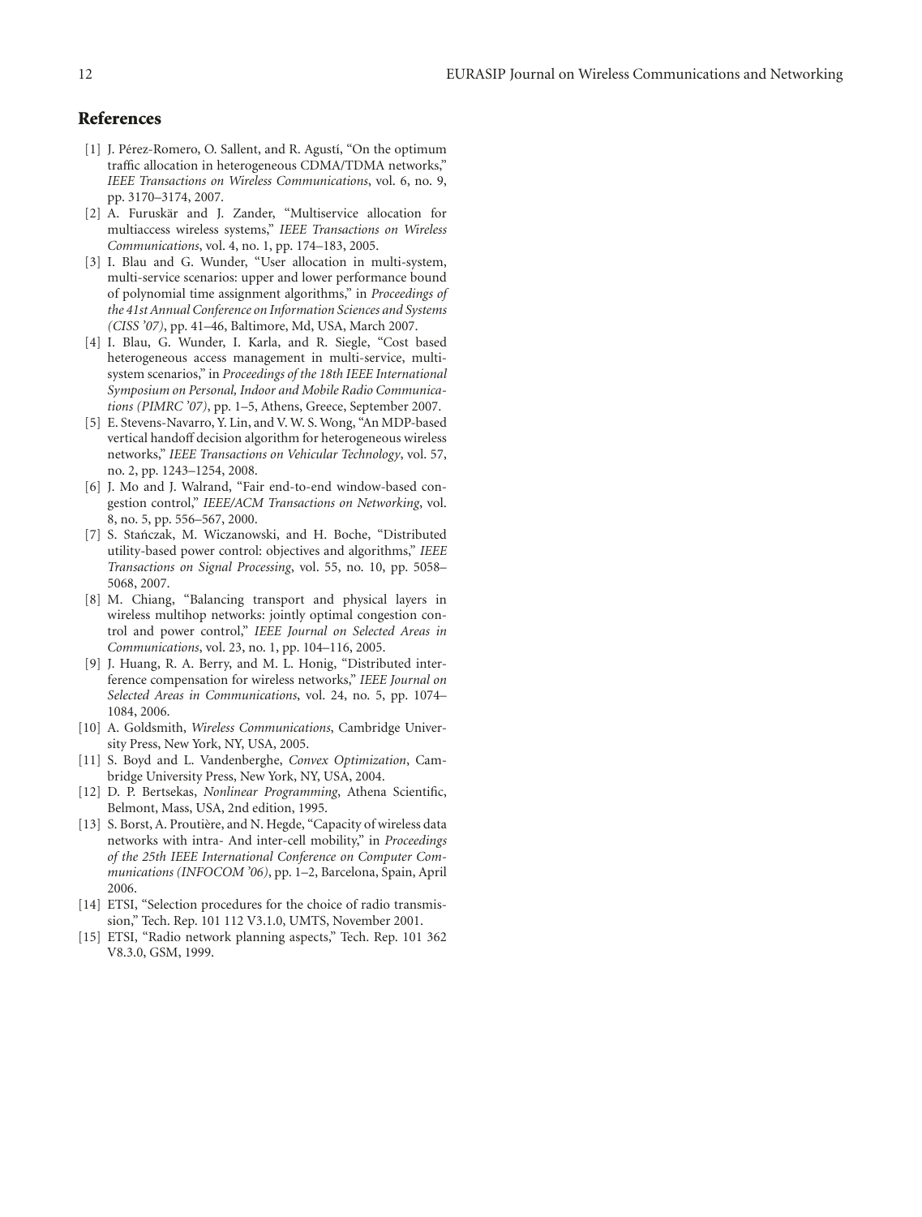## References

[1] J. Pérez-Romero, O. Sallent, and R. Agustí, "On the optimum traffic allocation in heterogeneous CDMA/TDMA networks," *IEEE Transactions on Wireless Communications*, vol. 6, no. 9, pp. 3170–3174, 2007.

[2] A. Furuskär and J. Zander, "Multiservice allocation for multiaccess wireless systems," *IEEE Transactions on Wireless Communications*, vol. 4, no. 1, pp. 174–183, 2005.

[3] I. Blau and G. Wunder, "User allocation in multi-system, multi-service scenarios: upper and lower performance bound of polynomial time assignment algorithms," in *Proceedings of the 41st Annual Conference on Information Sciences and Systems (CISS '07)*, pp. 41–46, Baltimore, Md, USA, March 2007.

[4] I. Blau, G. Wunder, I. Karla, and R. Siegle, "Cost based heterogeneous access management in multi-service, multi-system scenarios," in *Proceedings of the 18th IEEE International Symposium on Personal, Indoor and Mobile Radio Communications (PIMRC '07)*, pp. 1–5, Athens, Greece, September 2007.

[5] E. Stevens-Navarro, Y. Lin, and V. W. S. Wong, "An MDP-based vertical handoff decision algorithm for heterogeneous wireless networks," *IEEE Transactions on Vehicular Technology*, vol. 57, no. 2, pp. 1243–1254, 2008.

[6] J. Mo and J. Walrand, "Fair end-to-end window-based congestion control," *IEEE/ACM Transactions on Networking*, vol. 8, no. 5, pp. 556–567, 2000.

[7] S. Stańczak, M. Wiczanowski, and H. Boche, "Distributed utility-based power control: objectives and algorithms," *IEEE Transactions on Signal Processing*, vol. 55, no. 10, pp. 5058–5068, 2007.

[8] M. Chiang, "Balancing transport and physical layers in wireless multihop networks: jointly optimal congestion control and power control," *IEEE Journal on Selected Areas in Communications*, vol. 23, no. 1, pp. 104–116, 2005.

[9] J. Huang, R. A. Berry, and M. L. Honig, "Distributed interference compensation for wireless networks," *IEEE Journal on Selected Areas in Communications*, vol. 24, no. 5, pp. 1074–1084, 2006.

[10] A. Goldsmith, *Wireless Communications*, Cambridge University Press, New York, NY, USA, 2005.

[11] S. Boyd and L. Vandenberghe, *Convex Optimization*, Cambridge University Press, New York, NY, USA, 2004.

[12] D. P. Bertsekas, *Nonlinear Programming*, Athena Scientific, Belmont, Mass, USA, 2nd edition, 1995.

[13] S. Borst, A. Proutière, and N. Hegde, "Capacity of wireless data networks with intra- And inter-cell mobility," in *Proceedings of the 25th IEEE International Conference on Computer Communications (INFOCOM '06)*, pp. 1–2, Barcelona, Spain, April 2006.

[14] ETSI, "Selection procedures for the choice of radio transmission," Tech. Rep. 101 112 V3.1.0, UMTS, November 2001.

[15] ETSI, "Radio network planning aspects," Tech. Rep. 101 362 V8.3.0, GSM, 1999.